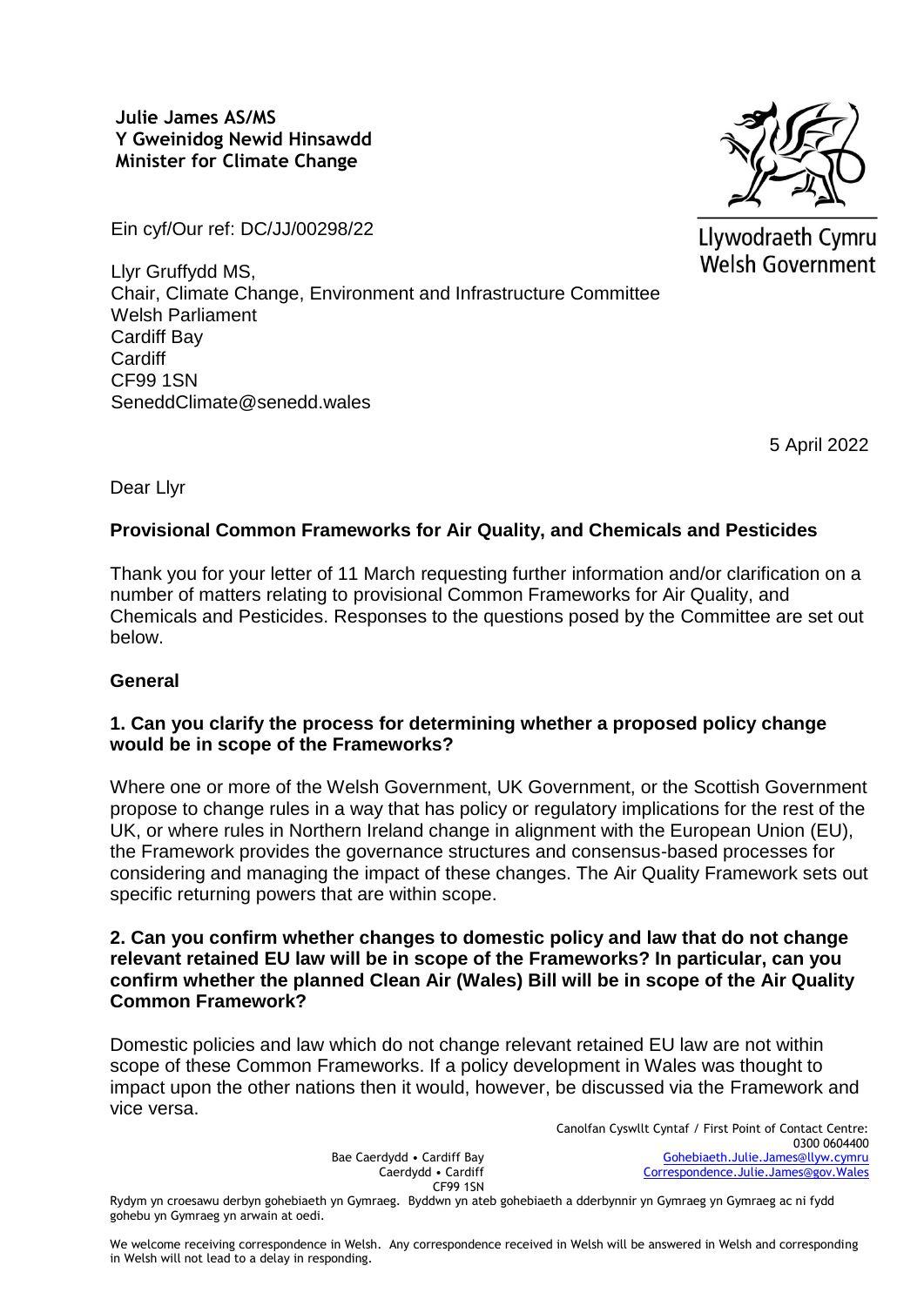**Julie James AS/MS**
**Y Gweinidog Newid Hinsawdd**
**Minister for Climate Change**

Llywodraeth Cymru
Welsh Government

Ein cyf/Our ref: DC/JJ/00298/22

Llyr Gruffydd MS,
Chair, Climate Change, Environment and Infrastructure Committee
Welsh Parliament
Cardiff Bay
Cardiff
CF99 1SN
SeneddClimate@senedd.wales

5 April 2022

Dear Llyr

**Provisional Common Frameworks for Air Quality, and Chemicals and Pesticides**

Thank you for your letter of 11 March requesting further information and/or clarification on a number of matters relating to provisional Common Frameworks for Air Quality, and Chemicals and Pesticides. Responses to the questions posed by the Committee are set out below.

**General**

**1. Can you clarify the process for determining whether a proposed policy change would be in scope of the Frameworks?**

Where one or more of the Welsh Government, UK Government, or the Scottish Government propose to change rules in a way that has policy or regulatory implications for the rest of the UK, or where rules in Northern Ireland change in alignment with the European Union (EU), the Framework provides the governance structures and consensus-based processes for considering and managing the impact of these changes. The Air Quality Framework sets out specific returning powers that are within scope.

**2. Can you confirm whether changes to domestic policy and law that do not change relevant retained EU law will be in scope of the Frameworks? In particular, can you confirm whether the planned Clean Air (Wales) Bill will be in scope of the Air Quality Common Framework?**

Domestic policies and law which do not change relevant retained EU law are not within scope of these Common Frameworks. If a policy development in Wales was thought to impact upon the other nations then it would, however, be discussed via the Framework and vice versa.

Bae Caerdydd • Cardiff Bay
Caerdydd • Cardiff
CF99 1SN

Canolfan Cyswllt Cyntaf / First Point of Contact Centre:
0300 0604400
Gohebiaeth.Julie.James@llyw.cymru
Correspondence.Julie.James@gov.Wales

Rydym yn croesawu derbyn gohebiaeth yn Gymraeg. Byddwn yn ateb gohebiaeth a dderbynnir yn Gymraeg yn Gymraeg ac ni fydd gohebu yn Gymraeg yn arwain at oedi.

We welcome receiving correspondence in Welsh. Any correspondence received in Welsh will be answered in Welsh and corresponding in Welsh will not lead to a delay in responding.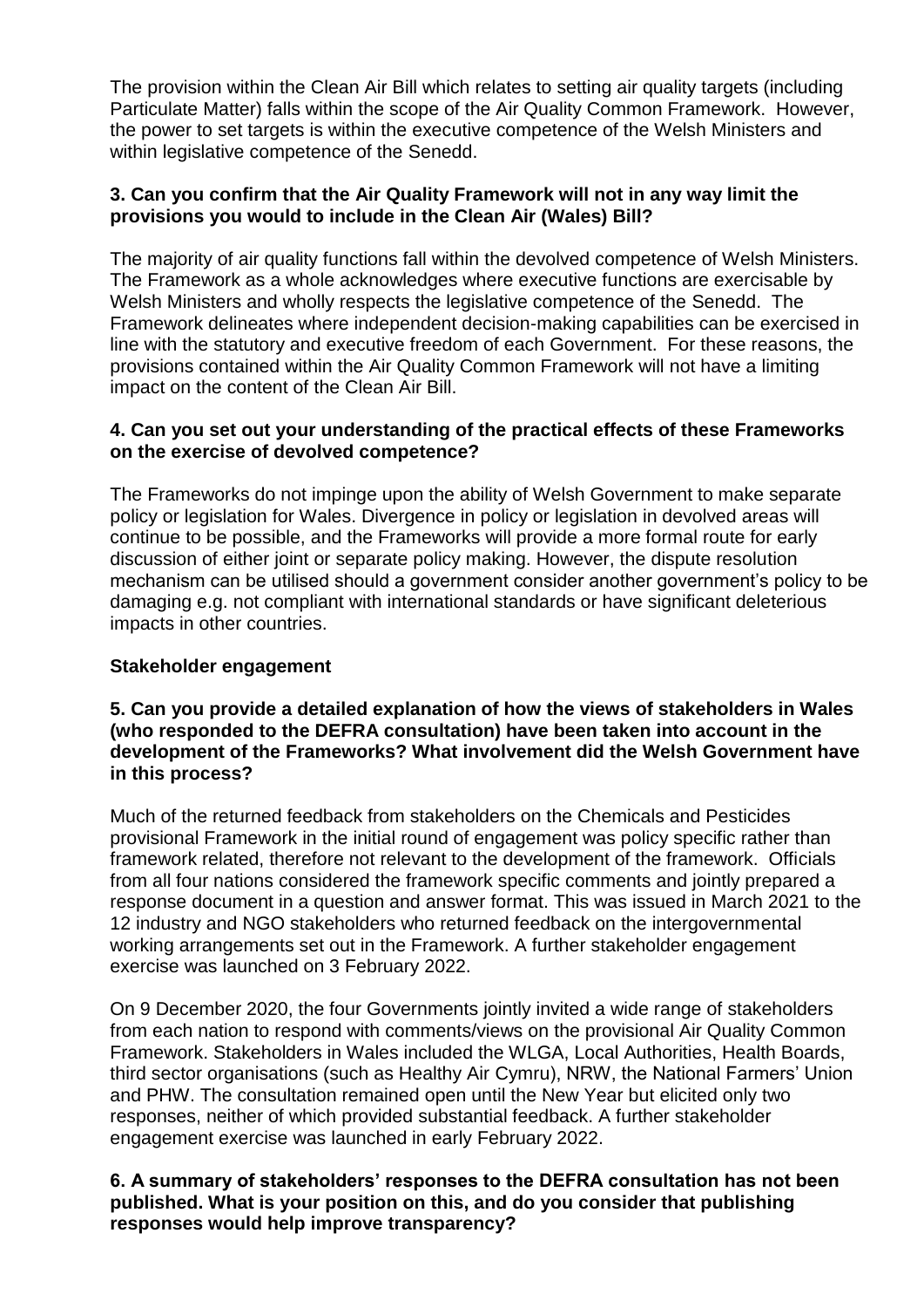The provision within the Clean Air Bill which relates to setting air quality targets (including Particulate Matter) falls within the scope of the Air Quality Common Framework. However, the power to set targets is within the executive competence of the Welsh Ministers and within legislative competence of the Senedd.

**3. Can you confirm that the Air Quality Framework will not in any way limit the provisions you would to include in the Clean Air (Wales) Bill?**

The majority of air quality functions fall within the devolved competence of Welsh Ministers. The Framework as a whole acknowledges where executive functions are exercisable by Welsh Ministers and wholly respects the legislative competence of the Senedd. The Framework delineates where independent decision-making capabilities can be exercised in line with the statutory and executive freedom of each Government. For these reasons, the provisions contained within the Air Quality Common Framework will not have a limiting impact on the content of the Clean Air Bill.

**4. Can you set out your understanding of the practical effects of these Frameworks on the exercise of devolved competence?**

The Frameworks do not impinge upon the ability of Welsh Government to make separate policy or legislation for Wales. Divergence in policy or legislation in devolved areas will continue to be possible, and the Frameworks will provide a more formal route for early discussion of either joint or separate policy making. However, the dispute resolution mechanism can be utilised should a government consider another government's policy to be damaging e.g. not compliant with international standards or have significant deleterious impacts in other countries.

**Stakeholder engagement**

**5. Can you provide a detailed explanation of how the views of stakeholders in Wales (who responded to the DEFRA consultation) have been taken into account in the development of the Frameworks? What involvement did the Welsh Government have in this process?**

Much of the returned feedback from stakeholders on the Chemicals and Pesticides provisional Framework in the initial round of engagement was policy specific rather than framework related, therefore not relevant to the development of the framework. Officials from all four nations considered the framework specific comments and jointly prepared a response document in a question and answer format. This was issued in March 2021 to the 12 industry and NGO stakeholders who returned feedback on the intergovernmental working arrangements set out in the Framework. A further stakeholder engagement exercise was launched on 3 February 2022.

On 9 December 2020, the four Governments jointly invited a wide range of stakeholders from each nation to respond with comments/views on the provisional Air Quality Common Framework. Stakeholders in Wales included the WLGA, Local Authorities, Health Boards, third sector organisations (such as Healthy Air Cymru), NRW, the National Farmers' Union and PHW. The consultation remained open until the New Year but elicited only two responses, neither of which provided substantial feedback. A further stakeholder engagement exercise was launched in early February 2022.

**6. A summary of stakeholders' responses to the DEFRA consultation has not been published. What is your position on this, and do you consider that publishing responses would help improve transparency?**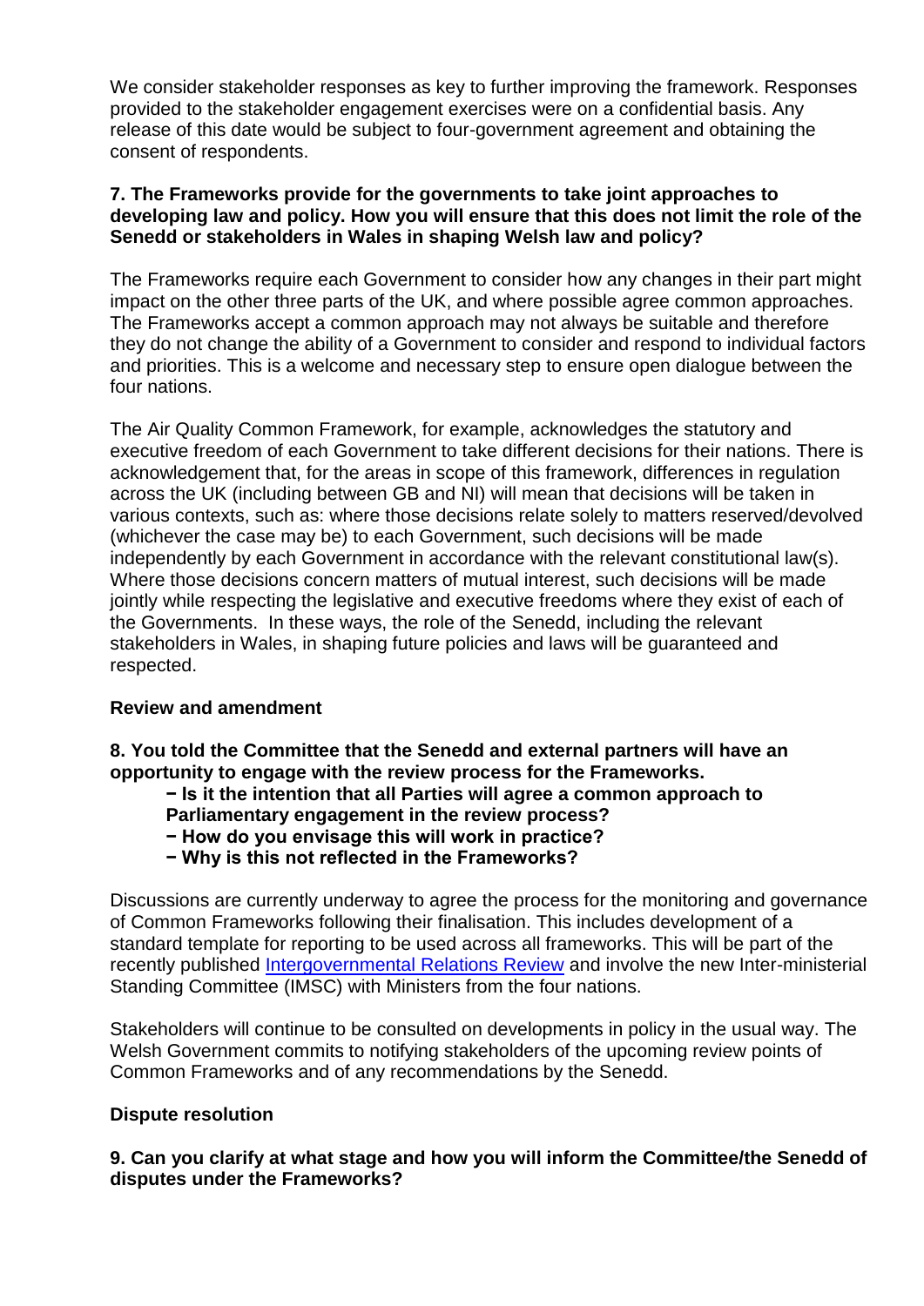We consider stakeholder responses as key to further improving the framework. Responses provided to the stakeholder engagement exercises were on a confidential basis. Any release of this date would be subject to four-government agreement and obtaining the consent of respondents.

**7. The Frameworks provide for the governments to take joint approaches to developing law and policy. How you will ensure that this does not limit the role of the Senedd or stakeholders in Wales in shaping Welsh law and policy?**

The Frameworks require each Government to consider how any changes in their part might impact on the other three parts of the UK, and where possible agree common approaches. The Frameworks accept a common approach may not always be suitable and therefore they do not change the ability of a Government to consider and respond to individual factors and priorities. This is a welcome and necessary step to ensure open dialogue between the four nations.

The Air Quality Common Framework, for example, acknowledges the statutory and executive freedom of each Government to take different decisions for their nations. There is acknowledgement that, for the areas in scope of this framework, differences in regulation across the UK (including between GB and NI) will mean that decisions will be taken in various contexts, such as: where those decisions relate solely to matters reserved/devolved (whichever the case may be) to each Government, such decisions will be made independently by each Government in accordance with the relevant constitutional law(s). Where those decisions concern matters of mutual interest, such decisions will be made jointly while respecting the legislative and executive freedoms where they exist of each of the Governments. In these ways, the role of the Senedd, including the relevant stakeholders in Wales, in shaping future policies and laws will be guaranteed and respected.

**Review and amendment**

**8. You told the Committee that the Senedd and external partners will have an opportunity to engage with the review process for the Frameworks.**

- **Is it the intention that all Parties will agree a common approach to Parliamentary engagement in the review process?**
- **How do you envisage this will work in practice?**
- **Why is this not reflected in the Frameworks?**

Discussions are currently underway to agree the process for the monitoring and governance of Common Frameworks following their finalisation. This includes development of a standard template for reporting to be used across all frameworks. This will be part of the recently published Intergovernmental Relations Review and involve the new Inter-ministerial Standing Committee (IMSC) with Ministers from the four nations.

Stakeholders will continue to be consulted on developments in policy in the usual way. The Welsh Government commits to notifying stakeholders of the upcoming review points of Common Frameworks and of any recommendations by the Senedd.

**Dispute resolution**

**9. Can you clarify at what stage and how you will inform the Committee/the Senedd of disputes under the Frameworks?**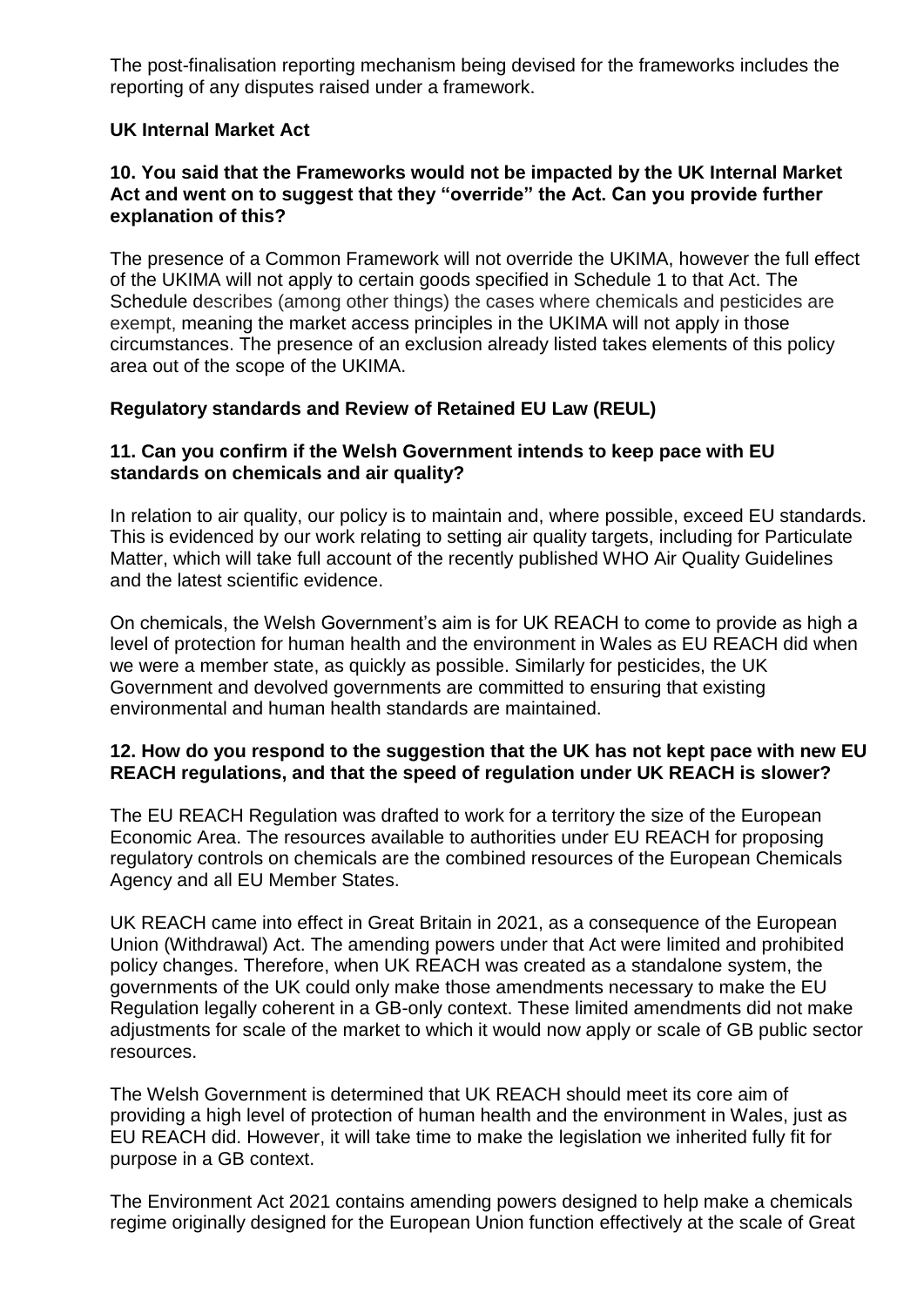The post-finalisation reporting mechanism being devised for the frameworks includes the reporting of any disputes raised under a framework.

**UK Internal Market Act**

**10. You said that the Frameworks would not be impacted by the UK Internal Market Act and went on to suggest that they "override" the Act. Can you provide further explanation of this?**

The presence of a Common Framework will not override the UKIMA, however the full effect of the UKIMA will not apply to certain goods specified in Schedule 1 to that Act. The Schedule describes (among other things) the cases where chemicals and pesticides are exempt, meaning the market access principles in the UKIMA will not apply in those circumstances. The presence of an exclusion already listed takes elements of this policy area out of the scope of the UKIMA.

**Regulatory standards and Review of Retained EU Law (REUL)**

**11. Can you confirm if the Welsh Government intends to keep pace with EU standards on chemicals and air quality?**

In relation to air quality, our policy is to maintain and, where possible, exceed EU standards. This is evidenced by our work relating to setting air quality targets, including for Particulate Matter, which will take full account of the recently published WHO Air Quality Guidelines and the latest scientific evidence.

On chemicals, the Welsh Government's aim is for UK REACH to come to provide as high a level of protection for human health and the environment in Wales as EU REACH did when we were a member state, as quickly as possible. Similarly for pesticides, the UK Government and devolved governments are committed to ensuring that existing environmental and human health standards are maintained.

**12. How do you respond to the suggestion that the UK has not kept pace with new EU REACH regulations, and that the speed of regulation under UK REACH is slower?**

The EU REACH Regulation was drafted to work for a territory the size of the European Economic Area. The resources available to authorities under EU REACH for proposing regulatory controls on chemicals are the combined resources of the European Chemicals Agency and all EU Member States.

UK REACH came into effect in Great Britain in 2021, as a consequence of the European Union (Withdrawal) Act. The amending powers under that Act were limited and prohibited policy changes. Therefore, when UK REACH was created as a standalone system, the governments of the UK could only make those amendments necessary to make the EU Regulation legally coherent in a GB-only context. These limited amendments did not make adjustments for scale of the market to which it would now apply or scale of GB public sector resources.

The Welsh Government is determined that UK REACH should meet its core aim of providing a high level of protection of human health and the environment in Wales, just as EU REACH did. However, it will take time to make the legislation we inherited fully fit for purpose in a GB context.

The Environment Act 2021 contains amending powers designed to help make a chemicals regime originally designed for the European Union function effectively at the scale of Great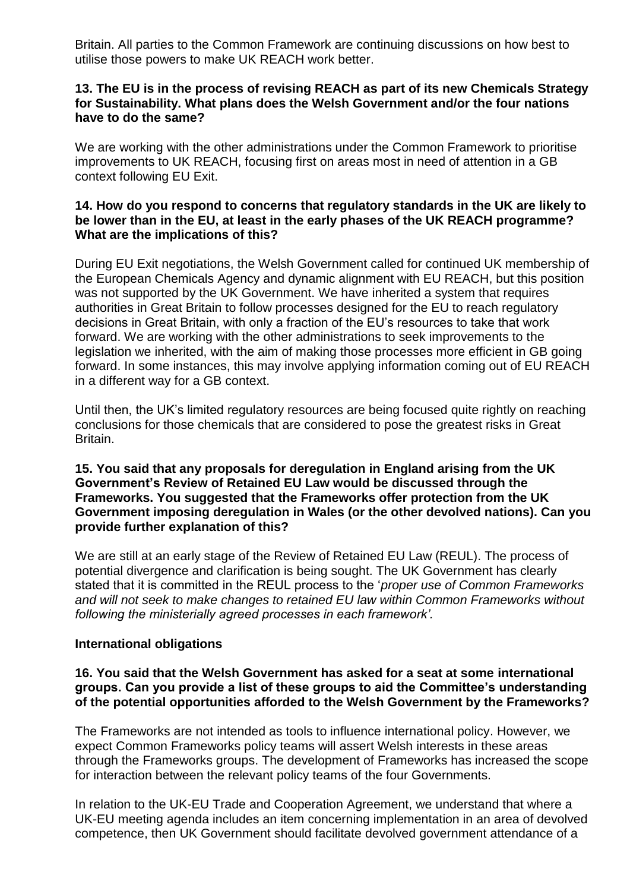Britain. All parties to the Common Framework are continuing discussions on how best to utilise those powers to make UK REACH work better.

**13. The EU is in the process of revising REACH as part of its new Chemicals Strategy for Sustainability. What plans does the Welsh Government and/or the four nations have to do the same?**

We are working with the other administrations under the Common Framework to prioritise improvements to UK REACH, focusing first on areas most in need of attention in a GB context following EU Exit.

**14. How do you respond to concerns that regulatory standards in the UK are likely to be lower than in the EU, at least in the early phases of the UK REACH programme? What are the implications of this?**

During EU Exit negotiations, the Welsh Government called for continued UK membership of the European Chemicals Agency and dynamic alignment with EU REACH, but this position was not supported by the UK Government. We have inherited a system that requires authorities in Great Britain to follow processes designed for the EU to reach regulatory decisions in Great Britain, with only a fraction of the EU's resources to take that work forward. We are working with the other administrations to seek improvements to the legislation we inherited, with the aim of making those processes more efficient in GB going forward. In some instances, this may involve applying information coming out of EU REACH in a different way for a GB context.

Until then, the UK's limited regulatory resources are being focused quite rightly on reaching conclusions for those chemicals that are considered to pose the greatest risks in Great Britain.

**15. You said that any proposals for deregulation in England arising from the UK Government's Review of Retained EU Law would be discussed through the Frameworks. You suggested that the Frameworks offer protection from the UK Government imposing deregulation in Wales (or the other devolved nations). Can you provide further explanation of this?**

We are still at an early stage of the Review of Retained EU Law (REUL). The process of potential divergence and clarification is being sought. The UK Government has clearly stated that it is committed in the REUL process to the '*proper use of Common Frameworks and will not seek to make changes to retained EU law within Common Frameworks without following the ministerially agreed processes in each framework'.*

**International obligations**

**16. You said that the Welsh Government has asked for a seat at some international groups. Can you provide a list of these groups to aid the Committee's understanding of the potential opportunities afforded to the Welsh Government by the Frameworks?**

The Frameworks are not intended as tools to influence international policy. However, we expect Common Frameworks policy teams will assert Welsh interests in these areas through the Frameworks groups. The development of Frameworks has increased the scope for interaction between the relevant policy teams of the four Governments.

In relation to the UK-EU Trade and Cooperation Agreement, we understand that where a UK-EU meeting agenda includes an item concerning implementation in an area of devolved competence, then UK Government should facilitate devolved government attendance of a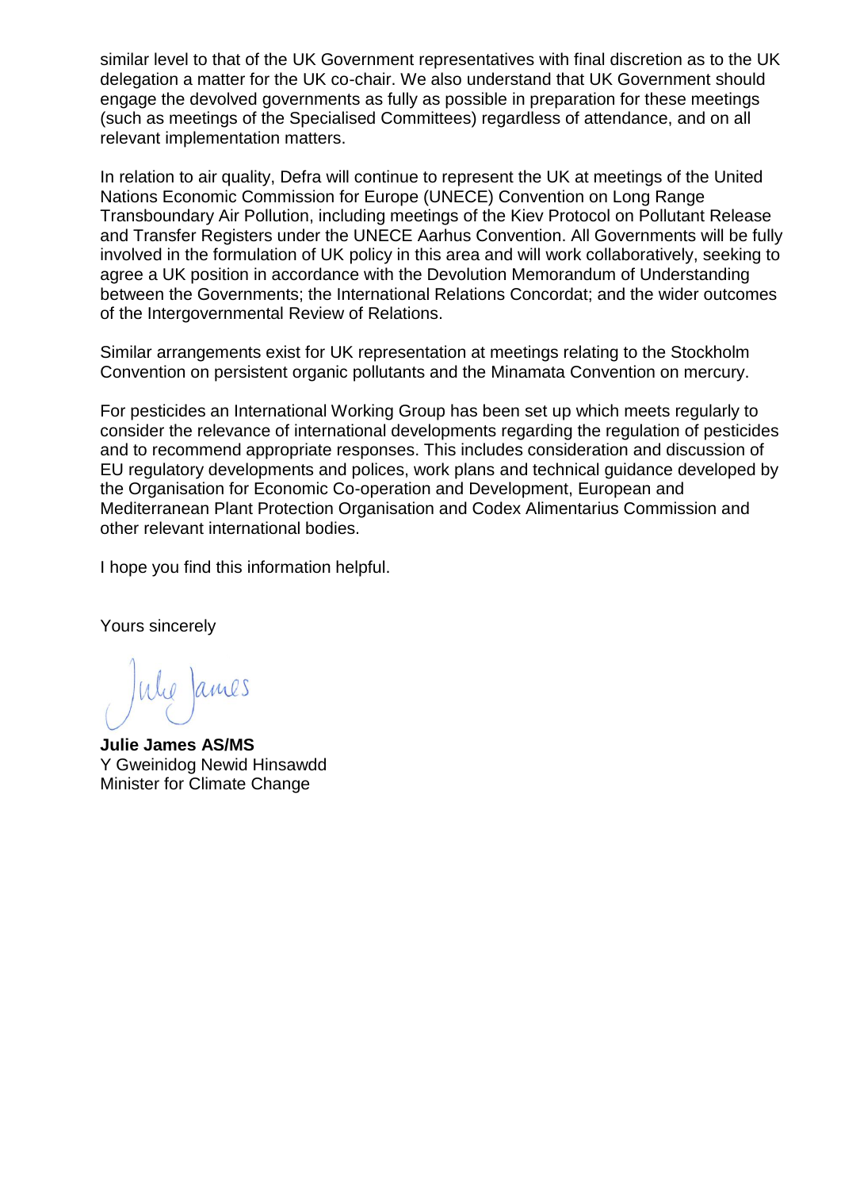similar level to that of the UK Government representatives with final discretion as to the UK delegation a matter for the UK co-chair. We also understand that UK Government should engage the devolved governments as fully as possible in preparation for these meetings (such as meetings of the Specialised Committees) regardless of attendance, and on all relevant implementation matters.

In relation to air quality, Defra will continue to represent the UK at meetings of the United Nations Economic Commission for Europe (UNECE) Convention on Long Range Transboundary Air Pollution, including meetings of the Kiev Protocol on Pollutant Release and Transfer Registers under the UNECE Aarhus Convention. All Governments will be fully involved in the formulation of UK policy in this area and will work collaboratively, seeking to agree a UK position in accordance with the Devolution Memorandum of Understanding between the Governments; the International Relations Concordat; and the wider outcomes of the Intergovernmental Review of Relations.

Similar arrangements exist for UK representation at meetings relating to the Stockholm Convention on persistent organic pollutants and the Minamata Convention on mercury.

For pesticides an International Working Group has been set up which meets regularly to consider the relevance of international developments regarding the regulation of pesticides and to recommend appropriate responses. This includes consideration and discussion of EU regulatory developments and polices, work plans and technical guidance developed by the Organisation for Economic Co-operation and Development, European and Mediterranean Plant Protection Organisation and Codex Alimentarius Commission and other relevant international bodies.

I hope you find this information helpful.

Yours sincerely

Julie James

**Julie James AS/MS**
Y Gweinidog Newid Hinsawdd
Minister for Climate Change